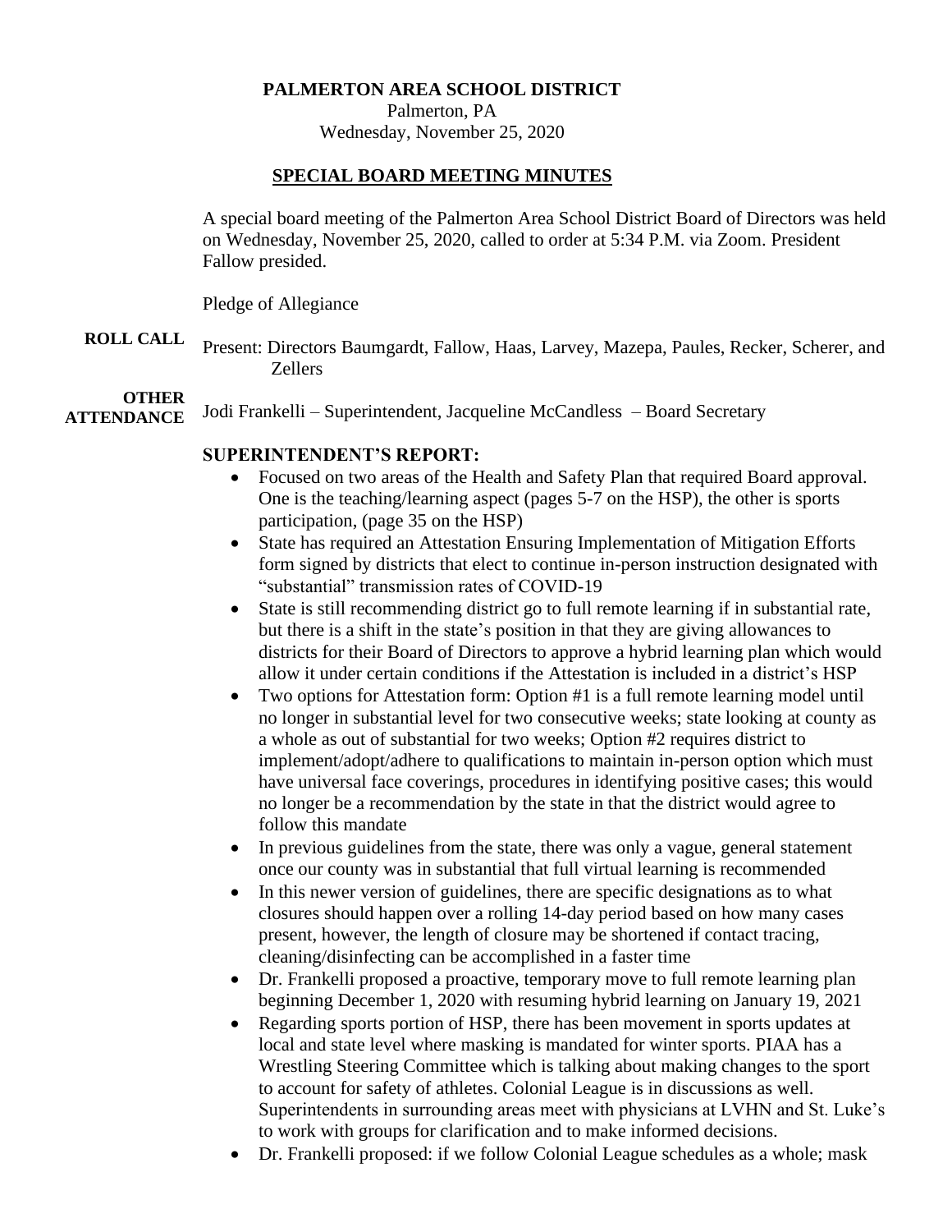**PALMERTON AREA SCHOOL DISTRICT**
Palmerton, PA
Wednesday, November 25, 2020

## SPECIAL BOARD MEETING MINUTES

A special board meeting of the Palmerton Area School District Board of Directors was held on Wednesday, November 25, 2020, called to order at 5:34 P.M. via Zoom. President Fallow presided.

Pledge of Allegiance

**ROLL CALL** Present: Directors Baumgardt, Fallow, Haas, Larvey, Mazepa, Paules, Recker, Scherer, and Zellers

**OTHER ATTENDANCE** Jodi Frankelli – Superintendent, Jacqueline McCandless – Board Secretary

**SUPERINTENDENT'S REPORT:**

- Focused on two areas of the Health and Safety Plan that required Board approval. One is the teaching/learning aspect (pages 5-7 on the HSP), the other is sports participation, (page 35 on the HSP)
- State has required an Attestation Ensuring Implementation of Mitigation Efforts form signed by districts that elect to continue in-person instruction designated with "substantial" transmission rates of COVID-19
- State is still recommending district go to full remote learning if in substantial rate, but there is a shift in the state's position in that they are giving allowances to districts for their Board of Directors to approve a hybrid learning plan which would allow it under certain conditions if the Attestation is included in a district's HSP
- Two options for Attestation form: Option #1 is a full remote learning model until no longer in substantial level for two consecutive weeks; state looking at county as a whole as out of substantial for two weeks; Option #2 requires district to implement/adopt/adhere to qualifications to maintain in-person option which must have universal face coverings, procedures in identifying positive cases; this would no longer be a recommendation by the state in that the district would agree to follow this mandate
- In previous guidelines from the state, there was only a vague, general statement once our county was in substantial that full virtual learning is recommended
- In this newer version of guidelines, there are specific designations as to what closures should happen over a rolling 14-day period based on how many cases present, however, the length of closure may be shortened if contact tracing, cleaning/disinfecting can be accomplished in a faster time
- Dr. Frankelli proposed a proactive, temporary move to full remote learning plan beginning December 1, 2020 with resuming hybrid learning on January 19, 2021
- Regarding sports portion of HSP, there has been movement in sports updates at local and state level where masking is mandated for winter sports. PIAA has a Wrestling Steering Committee which is talking about making changes to the sport to account for safety of athletes. Colonial League is in discussions as well. Superintendents in surrounding areas meet with physicians at LVHN and St. Luke's to work with groups for clarification and to make informed decisions.
- Dr. Frankelli proposed: if we follow Colonial League schedules as a whole; mask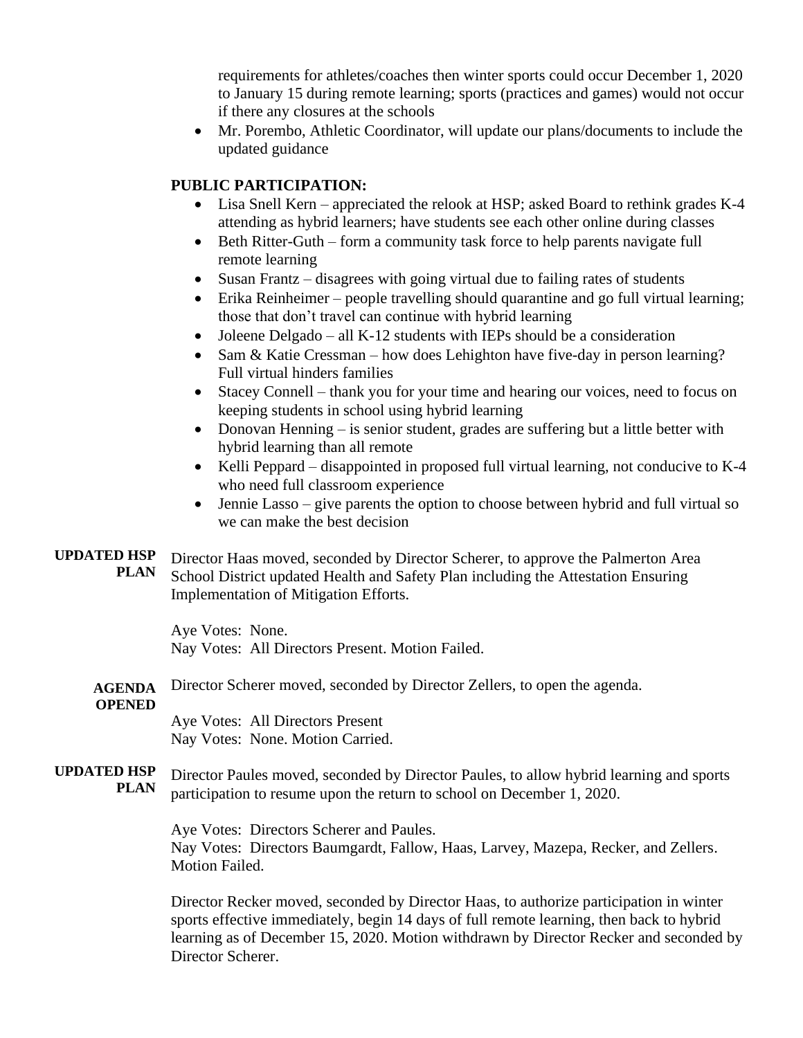requirements for athletes/coaches then winter sports could occur December 1, 2020 to January 15 during remote learning; sports (practices and games) would not occur if there any closures at the schools

- Mr. Porembo, Athletic Coordinator, will update our plans/documents to include the updated guidance

**PUBLIC PARTICIPATION:**

- Lisa Snell Kern – appreciated the relook at HSP; asked Board to rethink grades K-4 attending as hybrid learners; have students see each other online during classes
- Beth Ritter-Guth – form a community task force to help parents navigate full remote learning
- Susan Frantz – disagrees with going virtual due to failing rates of students
- Erika Reinheimer – people travelling should quarantine and go full virtual learning; those that don't travel can continue with hybrid learning
- Joleene Delgado – all K-12 students with IEPs should be a consideration
- Sam & Katie Cressman – how does Lehighton have five-day in person learning? Full virtual hinders families
- Stacey Connell – thank you for your time and hearing our voices, need to focus on keeping students in school using hybrid learning
- Donovan Henning – is senior student, grades are suffering but a little better with hybrid learning than all remote
- Kelli Peppard – disappointed in proposed full virtual learning, not conducive to K-4 who need full classroom experience
- Jennie Lasso – give parents the option to choose between hybrid and full virtual so we can make the best decision

**UPDATED HSP PLAN**

Director Haas moved, seconded by Director Scherer, to approve the Palmerton Area School District updated Health and Safety Plan including the Attestation Ensuring Implementation of Mitigation Efforts.

Aye Votes: None.
Nay Votes: All Directors Present. Motion Failed.

**AGENDA OPENED**

Director Scherer moved, seconded by Director Zellers, to open the agenda.

Aye Votes: All Directors Present
Nay Votes: None. Motion Carried.

**UPDATED HSP PLAN**

Director Paules moved, seconded by Director Paules, to allow hybrid learning and sports participation to resume upon the return to school on December 1, 2020.

Aye Votes: Directors Scherer and Paules.
Nay Votes: Directors Baumgardt, Fallow, Haas, Larvey, Mazepa, Recker, and Zellers. Motion Failed.

Director Recker moved, seconded by Director Haas, to authorize participation in winter sports effective immediately, begin 14 days of full remote learning, then back to hybrid learning as of December 15, 2020. Motion withdrawn by Director Recker and seconded by Director Scherer.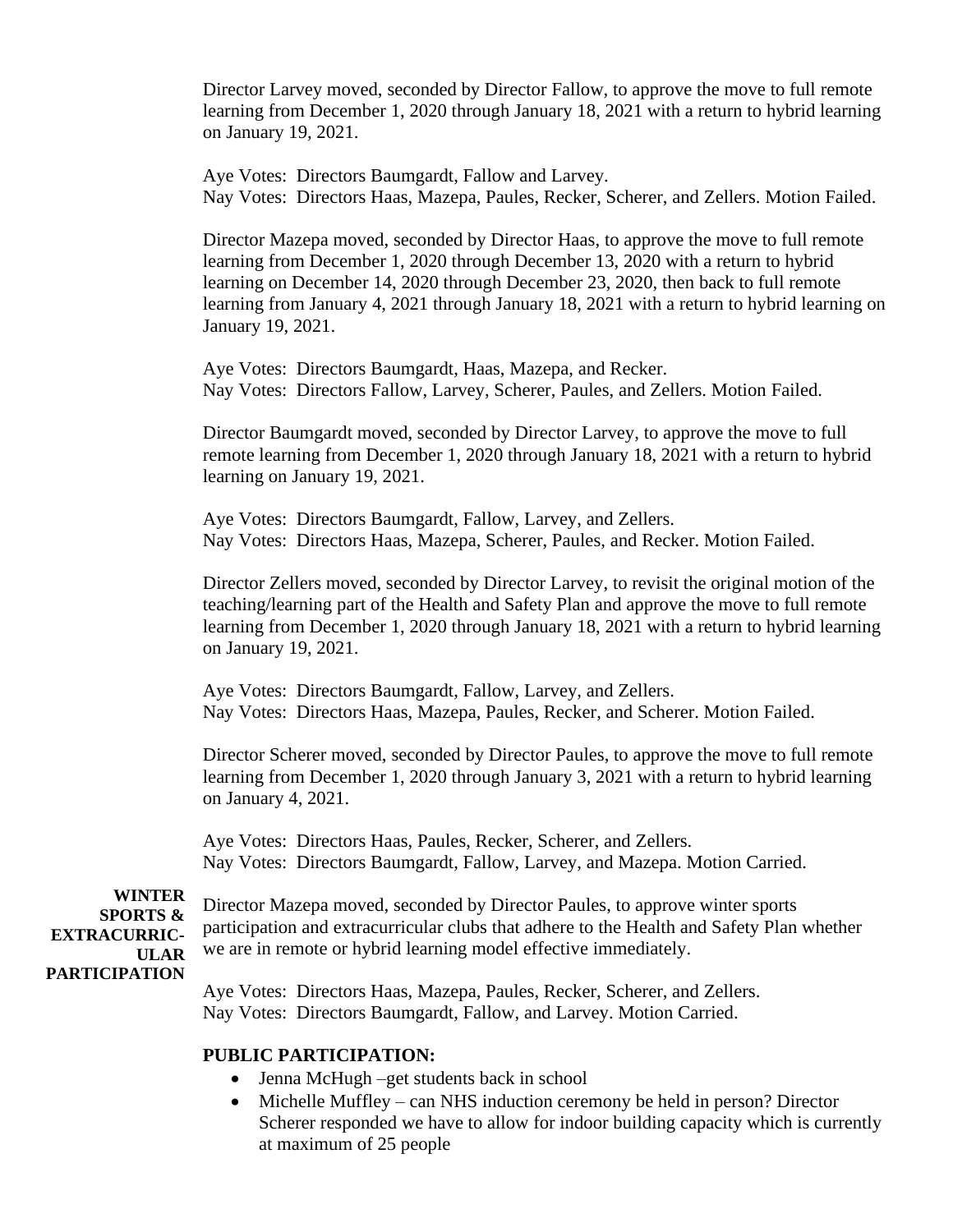Director Larvey moved, seconded by Director Fallow, to approve the move to full remote learning from December 1, 2020 through January 18, 2021 with a return to hybrid learning on January 19, 2021.

Aye Votes: Directors Baumgardt, Fallow and Larvey.
Nay Votes: Directors Haas, Mazepa, Paules, Recker, Scherer, and Zellers. Motion Failed.

Director Mazepa moved, seconded by Director Haas, to approve the move to full remote learning from December 1, 2020 through December 13, 2020 with a return to hybrid learning on December 14, 2020 through December 23, 2020, then back to full remote learning from January 4, 2021 through January 18, 2021 with a return to hybrid learning on January 19, 2021.

Aye Votes: Directors Baumgardt, Haas, Mazepa, and Recker.
Nay Votes: Directors Fallow, Larvey, Scherer, Paules, and Zellers. Motion Failed.

Director Baumgardt moved, seconded by Director Larvey, to approve the move to full remote learning from December 1, 2020 through January 18, 2021 with a return to hybrid learning on January 19, 2021.

Aye Votes: Directors Baumgardt, Fallow, Larvey, and Zellers.
Nay Votes: Directors Haas, Mazepa, Scherer, Paules, and Recker. Motion Failed.

Director Zellers moved, seconded by Director Larvey, to revisit the original motion of the teaching/learning part of the Health and Safety Plan and approve the move to full remote learning from December 1, 2020 through January 18, 2021 with a return to hybrid learning on January 19, 2021.

Aye Votes: Directors Baumgardt, Fallow, Larvey, and Zellers.
Nay Votes: Directors Haas, Mazepa, Paules, Recker, and Scherer. Motion Failed.

Director Scherer moved, seconded by Director Paules, to approve the move to full remote learning from December 1, 2020 through January 3, 2021 with a return to hybrid learning on January 4, 2021.

Aye Votes: Directors Haas, Paules, Recker, Scherer, and Zellers.
Nay Votes: Directors Baumgardt, Fallow, Larvey, and Mazepa. Motion Carried.

**WINTER SPORTS & EXTRACURRICULAR PARTICIPATION**

Director Mazepa moved, seconded by Director Paules, to approve winter sports participation and extracurricular clubs that adhere to the Health and Safety Plan whether we are in remote or hybrid learning model effective immediately.

Aye Votes: Directors Haas, Mazepa, Paules, Recker, Scherer, and Zellers.
Nay Votes: Directors Baumgardt, Fallow, and Larvey. Motion Carried.

**PUBLIC PARTICIPATION:**

- Jenna McHugh –get students back in school
- Michelle Muffley – can NHS induction ceremony be held in person? Director Scherer responded we have to allow for indoor building capacity which is currently at maximum of 25 people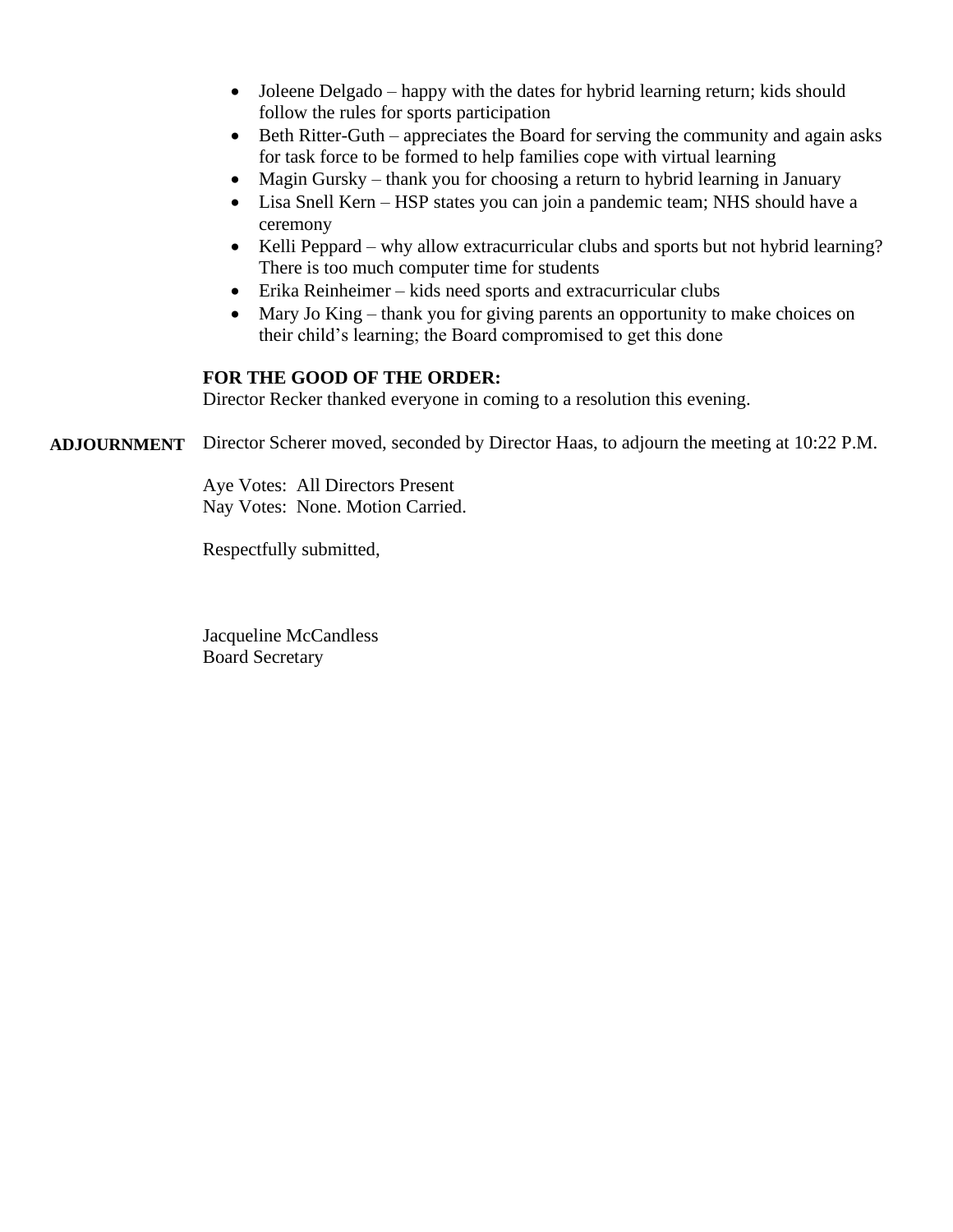- Joleene Delgado – happy with the dates for hybrid learning return; kids should follow the rules for sports participation
- Beth Ritter-Guth – appreciates the Board for serving the community and again asks for task force to be formed to help families cope with virtual learning
- Magin Gursky – thank you for choosing a return to hybrid learning in January
- Lisa Snell Kern – HSP states you can join a pandemic team; NHS should have a ceremony
- Kelli Peppard – why allow extracurricular clubs and sports but not hybrid learning? There is too much computer time for students
- Erika Reinheimer – kids need sports and extracurricular clubs
- Mary Jo King – thank you for giving parents an opportunity to make choices on their child's learning; the Board compromised to get this done

**FOR THE GOOD OF THE ORDER:**
Director Recker thanked everyone in coming to a resolution this evening.

**ADJOURNMENT**

Director Scherer moved, seconded by Director Haas, to adjourn the meeting at 10:22 P.M.

Aye Votes: All Directors Present
Nay Votes: None. Motion Carried.

Respectfully submitted,

Jacqueline McCandless
Board Secretary